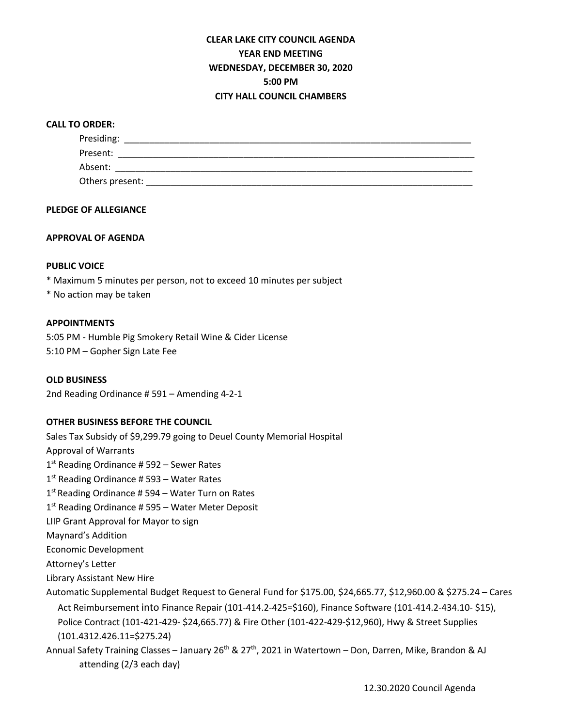# CLEAR LAKE CITY COUNCIL AGENDA
## YEAR END MEETING
## WEDNESDAY, DECEMBER 30, 2020
## 5:00 PM
## CITY HALL COUNCIL CHAMBERS

**CALL TO ORDER:**

Presiding: ______________________________________________________________________

Present: ______________________________________________________________________

Absent: ______________________________________________________________________

Others present: _________________________________________________________________

**PLEDGE OF ALLEGIANCE**

**APPROVAL OF AGENDA**

**PUBLIC VOICE**

* Maximum 5 minutes per person, not to exceed 10 minutes per subject
* No action may be taken

**APPOINTMENTS**

5:05 PM - Humble Pig Smokery Retail Wine & Cider License
5:10 PM – Gopher Sign Late Fee

**OLD BUSINESS**

2nd Reading Ordinance # 591 – Amending 4-2-1

**OTHER BUSINESS BEFORE THE COUNCIL**

Sales Tax Subsidy of $9,299.79 going to Deuel County Memorial Hospital
Approval of Warrants
1st Reading Ordinance # 592 – Sewer Rates
1st Reading Ordinance # 593 – Water Rates
1st Reading Ordinance # 594 – Water Turn on Rates
1st Reading Ordinance # 595 – Water Meter Deposit
LIIP Grant Approval for Mayor to sign
Maynard's Addition
Economic Development
Attorney's Letter
Library Assistant New Hire
Automatic Supplemental Budget Request to General Fund for $175.00, $24,665.77, $12,960.00 & $275.24 – Cares Act Reimbursement into Finance Repair (101-414.2-425=$160), Finance Software (101-414.2-434.10- $15), Police Contract (101-421-429- $24,665.77) & Fire Other (101-422-429-$12,960), Hwy & Street Supplies (101.4312.426.11=$275.24)
Annual Safety Training Classes – January 26th & 27th, 2021 in Watertown – Don, Darren, Mike, Brandon & AJ attending (2/3 each day)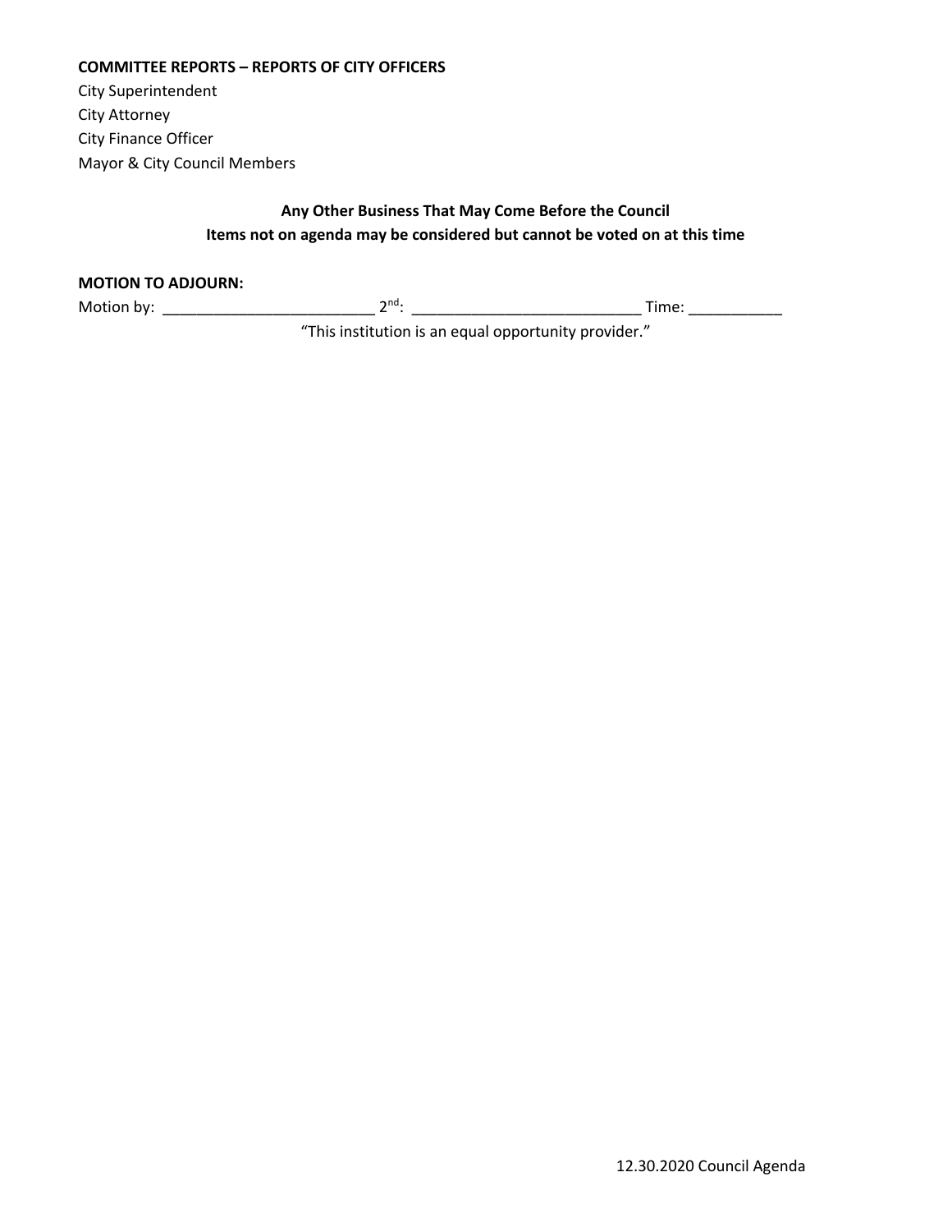**COMMITTEE REPORTS – REPORTS OF CITY OFFICERS**

City Superintendent
City Attorney
City Finance Officer
Mayor & City Council Members

**Any Other Business That May Come Before the Council**
**Items not on agenda may be considered but cannot be voted on at this time**

**MOTION TO ADJOURN:**

Motion by: _________________________ 2nd: ___________________________ Time: ___________

"This institution is an equal opportunity provider."